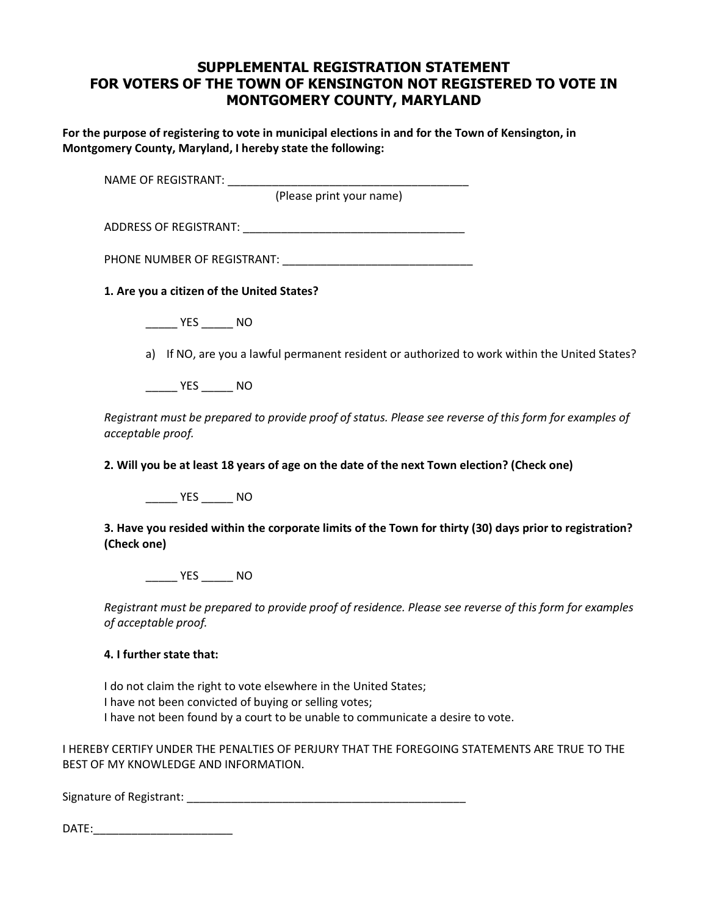# SUPPLEMENTAL REGISTRATION STATEMENT
# FOR VOTERS OF THE TOWN OF KENSINGTON NOT REGISTERED TO VOTE IN MONTGOMERY COUNTY, MARYLAND

**For the purpose of registering to vote in municipal elections in and for the Town of Kensington, in Montgomery County, Maryland, I hereby state the following:**

NAME OF REGISTRANT: _______________________________________
(Please print your name)

ADDRESS OF REGISTRANT: ___________________________________

PHONE NUMBER OF REGISTRANT: _____________________________

**1. Are you a citizen of the United States?**

_____ YES _____ NO

a) If NO, are you a lawful permanent resident or authorized to work within the United States?

_____ YES _____ NO

*Registrant must be prepared to provide proof of status. Please see reverse of this form for examples of acceptable proof.*

**2. Will you be at least 18 years of age on the date of the next Town election? (Check one)**

_____ YES _____ NO

**3. Have you resided within the corporate limits of the Town for thirty (30) days prior to registration? (Check one)**

_____ YES _____ NO

*Registrant must be prepared to provide proof of residence. Please see reverse of this form for examples of acceptable proof.*

**4. I further state that:**

I do not claim the right to vote elsewhere in the United States;
I have not been convicted of buying or selling votes;
I have not been found by a court to be unable to communicate a desire to vote.

I HEREBY CERTIFY UNDER THE PENALTIES OF PERJURY THAT THE FOREGOING STATEMENTS ARE TRUE TO THE BEST OF MY KNOWLEDGE AND INFORMATION.

Signature of Registrant: ____________________________________________

DATE:______________________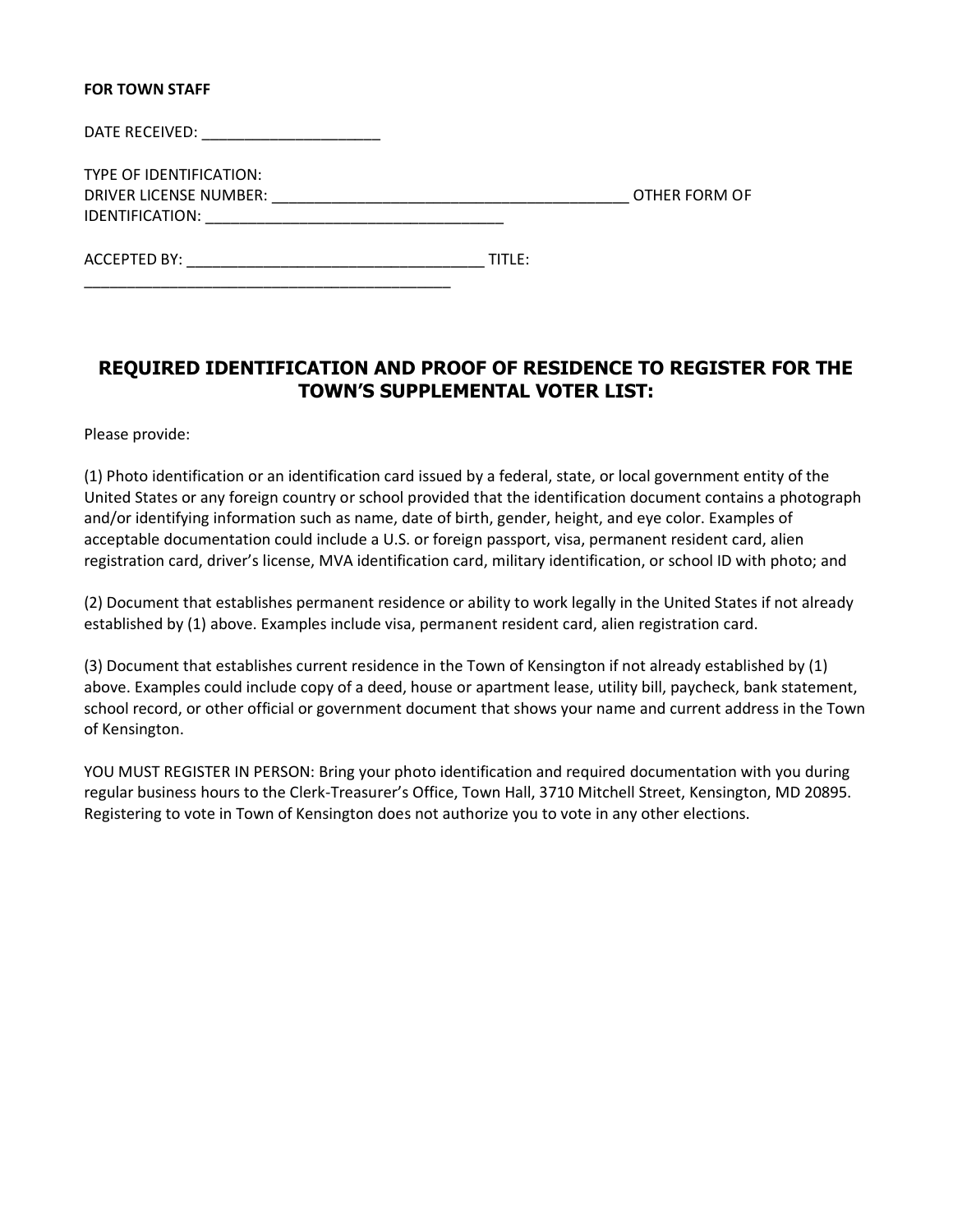**FOR TOWN STAFF**

DATE RECEIVED: _____________________

TYPE OF IDENTIFICATION:
DRIVER LICENSE NUMBER: __________________________________________ OTHER FORM OF IDENTIFICATION: ___________________________________

ACCEPTED BY: __________________________________ TITLE: ___________________________________________

## REQUIRED IDENTIFICATION AND PROOF OF RESIDENCE TO REGISTER FOR THE TOWN'S SUPPLEMENTAL VOTER LIST:

Please provide:

(1) Photo identification or an identification card issued by a federal, state, or local government entity of the United States or any foreign country or school provided that the identification document contains a photograph and/or identifying information such as name, date of birth, gender, height, and eye color. Examples of acceptable documentation could include a U.S. or foreign passport, visa, permanent resident card, alien registration card, driver's license, MVA identification card, military identification, or school ID with photo; and

(2) Document that establishes permanent residence or ability to work legally in the United States if not already established by (1) above. Examples include visa, permanent resident card, alien registration card.

(3) Document that establishes current residence in the Town of Kensington if not already established by (1) above. Examples could include copy of a deed, house or apartment lease, utility bill, paycheck, bank statement, school record, or other official or government document that shows your name and current address in the Town of Kensington.

YOU MUST REGISTER IN PERSON: Bring your photo identification and required documentation with you during regular business hours to the Clerk-Treasurer's Office, Town Hall, 3710 Mitchell Street, Kensington, MD 20895. Registering to vote in Town of Kensington does not authorize you to vote in any other elections.